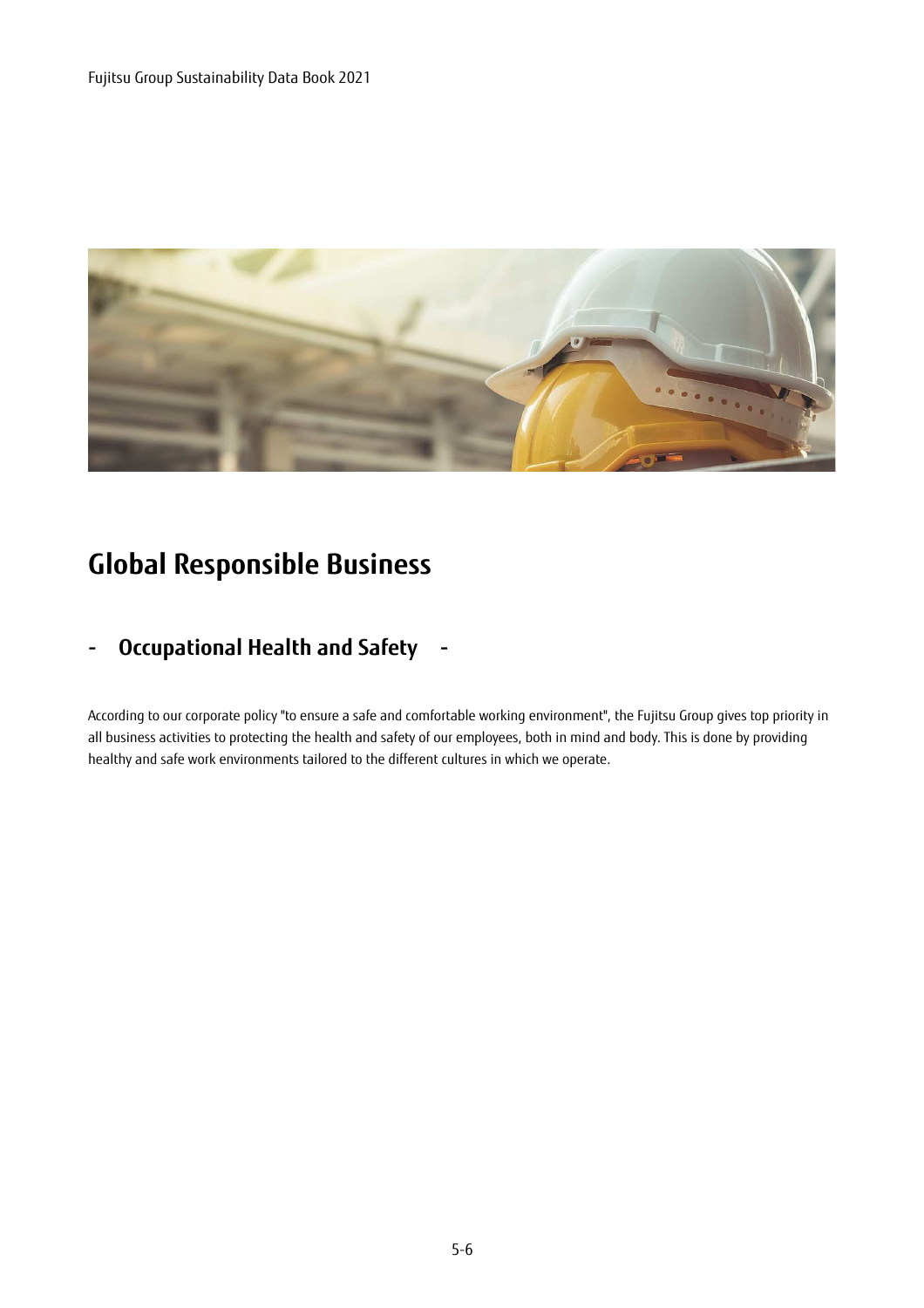# Global Responsible Business

## - Occupational Health and Safety -

According to our corporate policy "to ensure a safe and comfortable working environment", the Fujitsu Group gives top priority in all business activities to protecting the health and safety of our employees, both in mind and body. This is done by providing healthy and safe work environments tailored to the different cultures in which we operate.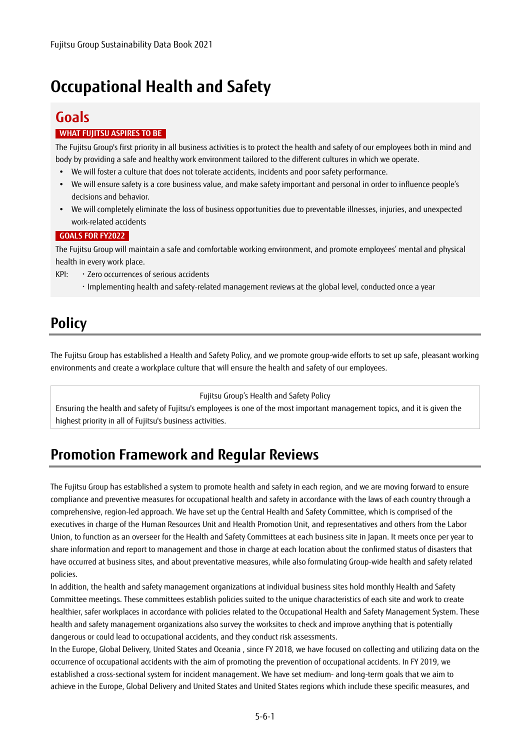# Occupational Health and Safety

## Goals

**WHAT FUJITSU ASPIRES TO BE**

The Fujitsu Group's first priority in all business activities is to protect the health and safety of our employees both in mind and body by providing a safe and healthy work environment tailored to the different cultures in which we operate.

- We will foster a culture that does not tolerate accidents, incidents and poor safety performance.
- We will ensure safety is a core business value, and make safety important and personal in order to influence people's decisions and behavior.
- We will completely eliminate the loss of business opportunities due to preventable illnesses, injuries, and unexpected work-related accidents

**GOALS FOR FY2022**

The Fujitsu Group will maintain a safe and comfortable working environment, and promote employees' mental and physical health in every work place.

KPI: ・Zero occurrences of serious accidents
　　 ・Implementing health and safety-related management reviews at the global level, conducted once a year

## Policy

The Fujitsu Group has established a Health and Safety Policy, and we promote group-wide efforts to set up safe, pleasant working environments and create a workplace culture that will ensure the health and safety of our employees.

> Fujitsu Group's Health and Safety Policy
>
> Ensuring the health and safety of Fujitsu's employees is one of the most important management topics, and it is given the highest priority in all of Fujitsu's business activities.

## Promotion Framework and Regular Reviews

The Fujitsu Group has established a system to promote health and safety in each region, and we are moving forward to ensure compliance and preventive measures for occupational health and safety in accordance with the laws of each country through a comprehensive, region-led approach. We have set up the Central Health and Safety Committee, which is comprised of the executives in charge of the Human Resources Unit and Health Promotion Unit, and representatives and others from the Labor Union, to function as an overseer for the Health and Safety Committees at each business site in Japan. It meets once per year to share information and report to management and those in charge at each location about the confirmed status of disasters that have occurred at business sites, and about preventative measures, while also formulating Group-wide health and safety related policies.

In addition, the health and safety management organizations at individual business sites hold monthly Health and Safety Committee meetings. These committees establish policies suited to the unique characteristics of each site and work to create healthier, safer workplaces in accordance with policies related to the Occupational Health and Safety Management System. These health and safety management organizations also survey the worksites to check and improve anything that is potentially dangerous or could lead to occupational accidents, and they conduct risk assessments.

In the Europe, Global Delivery, United States and Oceania , since FY 2018, we have focused on collecting and utilizing data on the occurrence of occupational accidents with the aim of promoting the prevention of occupational accidents. In FY 2019, we established a cross-sectional system for incident management. We have set medium- and long-term goals that we aim to achieve in the Europe, Global Delivery and United States and United States regions which include these specific measures, and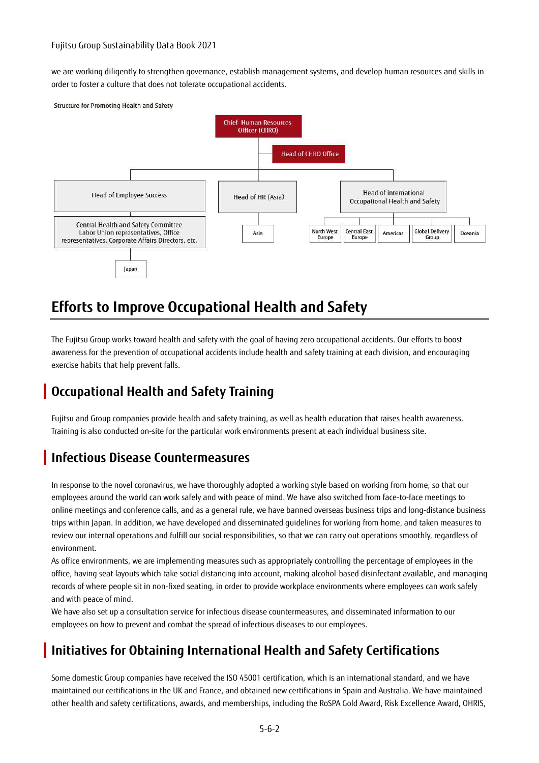we are working diligently to strengthen governance, establish management systems, and develop human resources and skills in order to foster a culture that does not tolerate occupational accidents.

Structure for Promoting Health and Safety

Chief Human Resources Officer (CHRO)

Head of CHRO Office

Head of Employee Success

Central Health and Safety Committee
Labor Union representatives, Office representatives, Corporate Affairs Directors, etc.

Japan

Head of HR (Asia)

Asia

Head of International Occupational Health and Safety

North West Europe | Central East Europe | Americas | Global Delivery Group | Oceania

# Efforts to Improve Occupational Health and Safety

The Fujitsu Group works toward health and safety with the goal of having zero occupational accidents. Our efforts to boost awareness for the prevention of occupational accidents include health and safety training at each division, and encouraging exercise habits that help prevent falls.

## Occupational Health and Safety Training

Fujitsu and Group companies provide health and safety training, as well as health education that raises health awareness. Training is also conducted on-site for the particular work environments present at each individual business site.

## Infectious Disease Countermeasures

In response to the novel coronavirus, we have thoroughly adopted a working style based on working from home, so that our employees around the world can work safely and with peace of mind. We have also switched from face-to-face meetings to online meetings and conference calls, and as a general rule, we have banned overseas business trips and long-distance business trips within Japan. In addition, we have developed and disseminated guidelines for working from home, and taken measures to review our internal operations and fulfill our social responsibilities, so that we can carry out operations smoothly, regardless of environment.

As office environments, we are implementing measures such as appropriately controlling the percentage of employees in the office, having seat layouts which take social distancing into account, making alcohol-based disinfectant available, and managing records of where people sit in non-fixed seating, in order to provide workplace environments where employees can work safely and with peace of mind.

We have also set up a consultation service for infectious disease countermeasures, and disseminated information to our employees on how to prevent and combat the spread of infectious diseases to our employees.

## Initiatives for Obtaining International Health and Safety Certifications

Some domestic Group companies have received the ISO 45001 certification, which is an international standard, and we have maintained our certifications in the UK and France, and obtained new certifications in Spain and Australia. We have maintained other health and safety certifications, awards, and memberships, including the RoSPA Gold Award, Risk Excellence Award, OHRIS,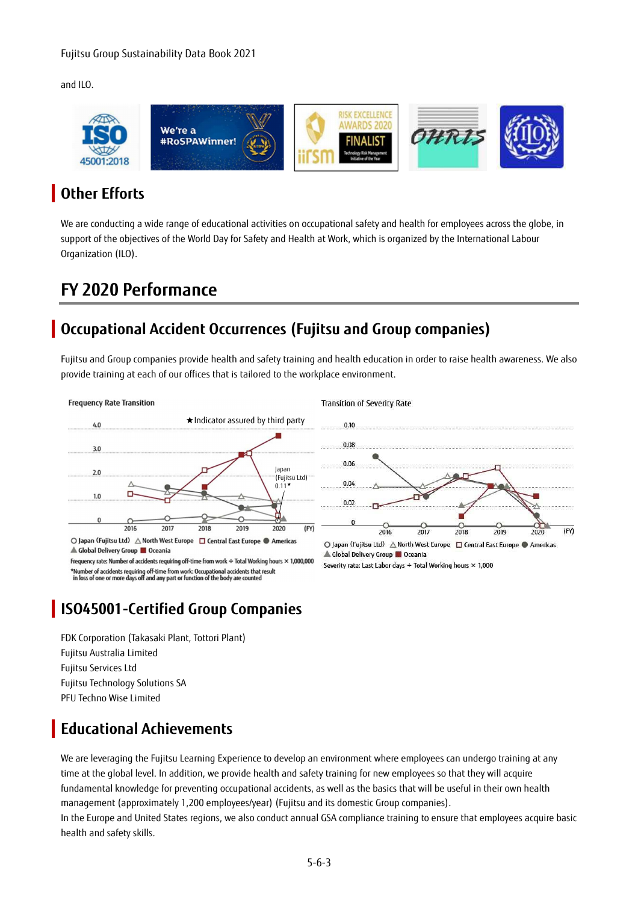and ILO.

## Other Efforts

We are conducting a wide range of educational activities on occupational safety and health for employees across the globe, in support of the objectives of the World Day for Safety and Health at Work, which is organized by the International Labour Organization (ILO).

# FY 2020 Performance

## Occupational Accident Occurrences (Fujitsu and Group companies)

Fujitsu and Group companies provide health and safety training and health education in order to raise health awareness. We also provide training at each of our offices that is tailored to the workplace environment.

Frequency Rate Transition

★Indicator assured by third party

4.0
3.0
2.0
1.0
0

2016 2017 2018 2019 2020 (FY)

Japan (Fujitsu Ltd) 0.11★

○ Japan (Fujitsu Ltd) △ North West Europe □ Central East Europe ● Americas
▲ Global Delivery Group ■ Oceania

Frequency rate: Number of accidents requiring off-time from work ÷ Total Working hours × 1,000,000

*Number of accidents requiring off-time from work: Occupational accidents that result in loss of one or more days off and any part or function of the body are counted

Transition of Severity Rate

0.10
0.08
0.06
0.04
0.02
0

2016 2017 2018 2019 2020 (FY)

○ Japan (Fujitsu Ltd) △ North West Europe □ Central East Europe ● Americas
▲ Global Delivery Group ■ Oceania

Severity rate: Last Labor days ÷ Total Working hours × 1,000

## ISO45001-Certified Group Companies

FDK Corporation (Takasaki Plant, Tottori Plant)
Fujitsu Australia Limited
Fujitsu Services Ltd
Fujitsu Technology Solutions SA
PFU Techno Wise Limited

## Educational Achievements

We are leveraging the Fujitsu Learning Experience to develop an environment where employees can undergo training at any time at the global level. In addition, we provide health and safety training for new employees so that they will acquire fundamental knowledge for preventing occupational accidents, as well as the basics that will be useful in their own health management (approximately 1,200 employees/year) (Fujitsu and its domestic Group companies).
In the Europe and United States regions, we also conduct annual GSA compliance training to ensure that employees acquire basic health and safety skills.